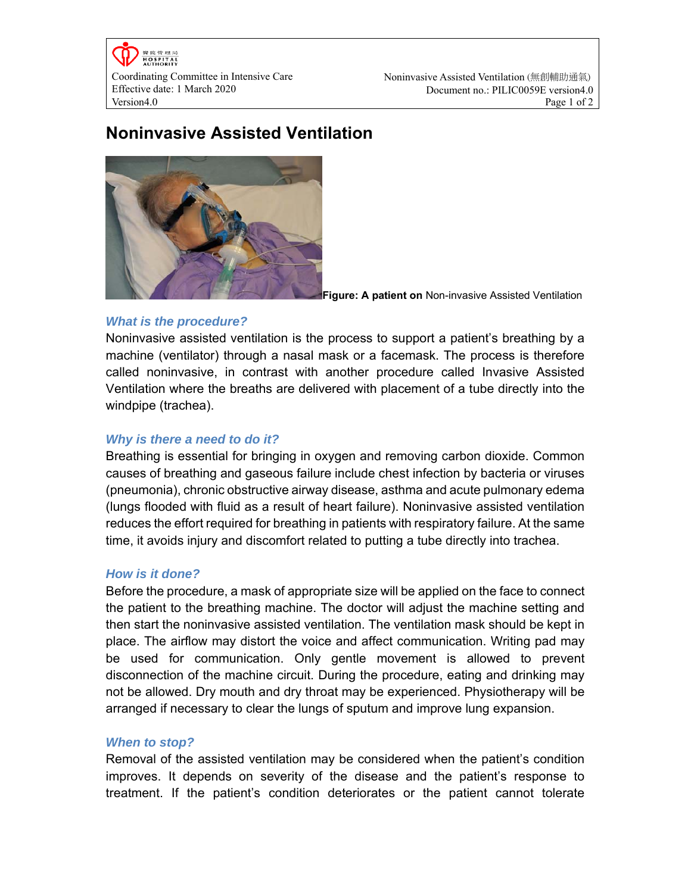# Noninvasive Assisted Ventilation

**Figure: A patient on** Non-invasive Assisted Ventilation

### *What is the procedure?*

Noninvasive assisted ventilation is the process to support a patient's breathing by a machine (ventilator) through a nasal mask or a facemask. The process is therefore called noninvasive, in contrast with another procedure called Invasive Assisted Ventilation where the breaths are delivered with placement of a tube directly into the windpipe (trachea).

### *Why is there a need to do it?*

Breathing is essential for bringing in oxygen and removing carbon dioxide. Common causes of breathing and gaseous failure include chest infection by bacteria or viruses (pneumonia), chronic obstructive airway disease, asthma and acute pulmonary edema (lungs flooded with fluid as a result of heart failure). Noninvasive assisted ventilation reduces the effort required for breathing in patients with respiratory failure. At the same time, it avoids injury and discomfort related to putting a tube directly into trachea.

### *How is it done?*

Before the procedure, a mask of appropriate size will be applied on the face to connect the patient to the breathing machine. The doctor will adjust the machine setting and then start the noninvasive assisted ventilation. The ventilation mask should be kept in place. The airflow may distort the voice and affect communication. Writing pad may be used for communication. Only gentle movement is allowed to prevent disconnection of the machine circuit. During the procedure, eating and drinking may not be allowed. Dry mouth and dry throat may be experienced. Physiotherapy will be arranged if necessary to clear the lungs of sputum and improve lung expansion.

### *When to stop?*

Removal of the assisted ventilation may be considered when the patient's condition improves. It depends on severity of the disease and the patient's response to treatment. If the patient's condition deteriorates or the patient cannot tolerate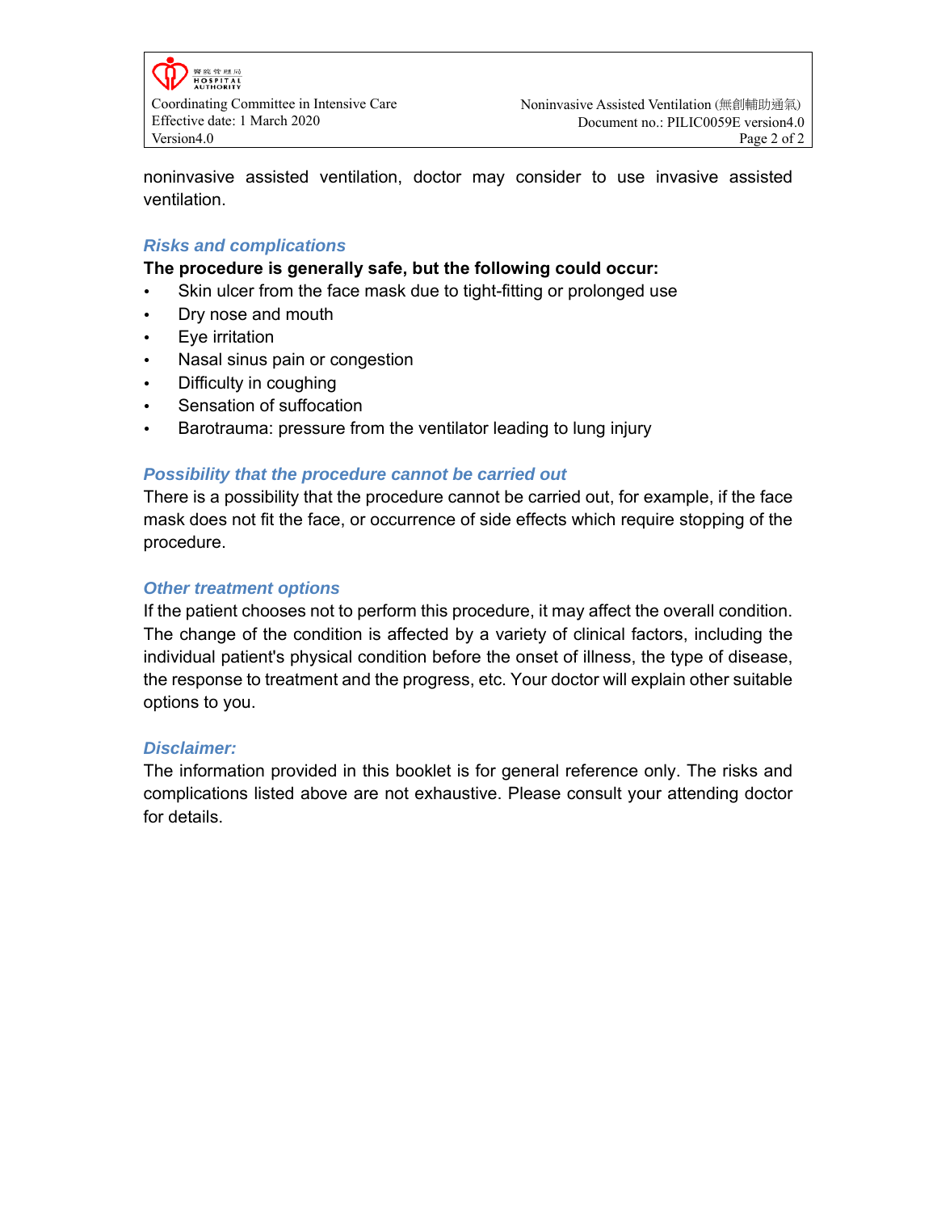noninvasive assisted ventilation, doctor may consider to use invasive assisted ventilation.

### *Risks and complications*

**The procedure is generally safe, but the following could occur:**

- Skin ulcer from the face mask due to tight-fitting or prolonged use
- Dry nose and mouth
- Eye irritation
- Nasal sinus pain or congestion
- Difficulty in coughing
- Sensation of suffocation
- Barotrauma: pressure from the ventilator leading to lung injury

### *Possibility that the procedure cannot be carried out*

There is a possibility that the procedure cannot be carried out, for example, if the face mask does not fit the face, or occurrence of side effects which require stopping of the procedure.

### *Other treatment options*

If the patient chooses not to perform this procedure, it may affect the overall condition. The change of the condition is affected by a variety of clinical factors, including the individual patient's physical condition before the onset of illness, the type of disease, the response to treatment and the progress, etc. Your doctor will explain other suitable options to you.

### *Disclaimer:*

The information provided in this booklet is for general reference only. The risks and complications listed above are not exhaustive. Please consult your attending doctor for details.